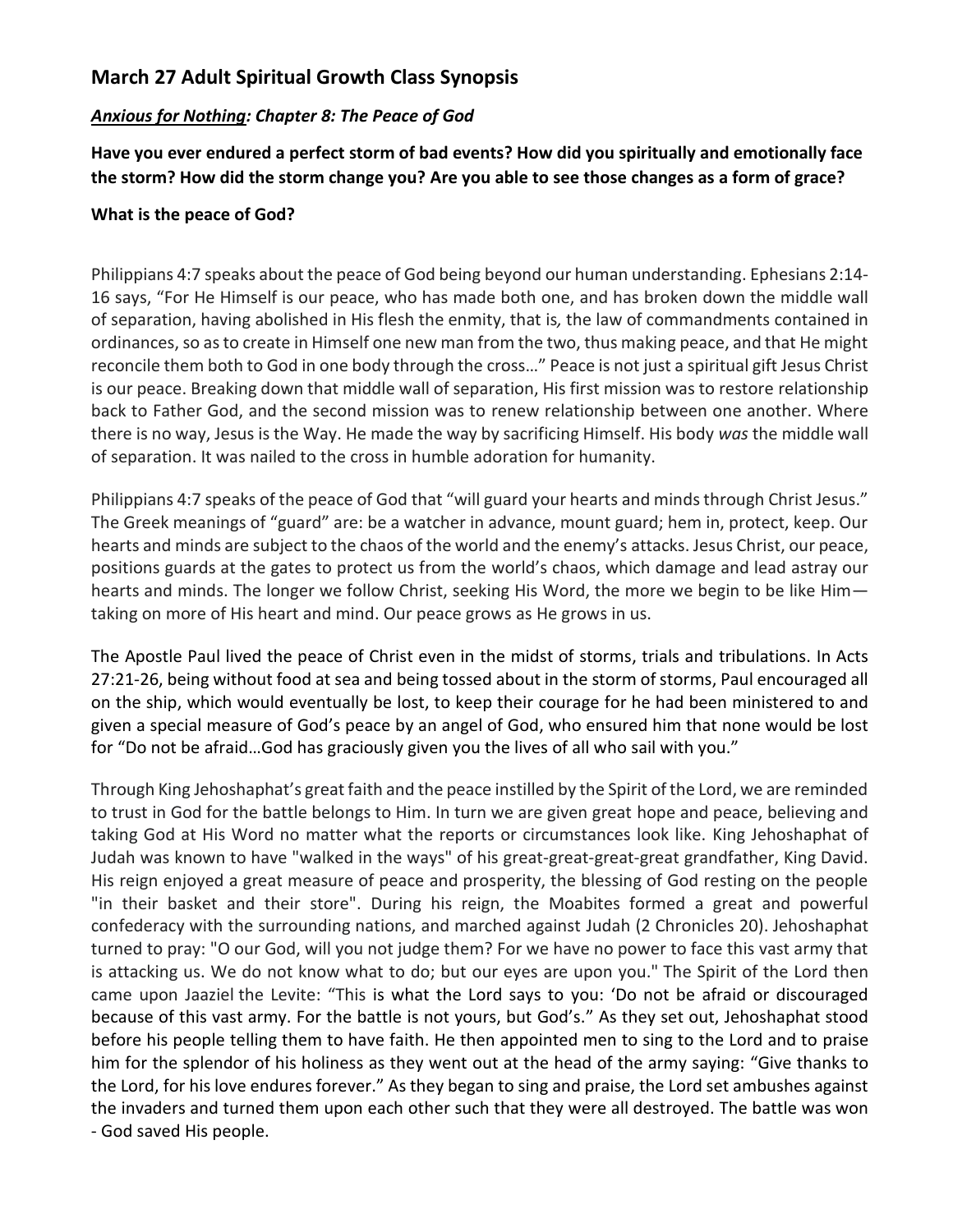## March 27 Adult Spiritual Growth Class Synopsis

### ***Anxious for Nothing: Chapter 8: The Peace of God***

**Have you ever endured a perfect storm of bad events? How did you spiritually and emotionally face the storm? How did the storm change you? Are you able to see those changes as a form of grace?**

**What is the peace of God?**

Philippians 4:7 speaks about the peace of God being beyond our human understanding. Ephesians 2:14-16 says, "For He Himself is our peace, who has made both one, and has broken down the middle wall of separation, having abolished in His flesh the enmity, that is*,* the law of commandments contained in ordinances, so as to create in Himself one new man from the two, thus making peace, and that He might reconcile them both to God in one body through the cross…" Peace is not just a spiritual gift Jesus Christ is our peace. Breaking down that middle wall of separation, His first mission was to restore relationship back to Father God, and the second mission was to renew relationship between one another. Where there is no way, Jesus is the Way. He made the way by sacrificing Himself. His body *was* the middle wall of separation. It was nailed to the cross in humble adoration for humanity.

Philippians 4:7 speaks of the peace of God that "will guard your hearts and minds through Christ Jesus." The Greek meanings of "guard" are: be a watcher in advance, mount guard; hem in, protect, keep. Our hearts and minds are subject to the chaos of the world and the enemy's attacks. Jesus Christ, our peace, positions guards at the gates to protect us from the world's chaos, which damage and lead astray our hearts and minds. The longer we follow Christ, seeking His Word, the more we begin to be like Him—taking on more of His heart and mind. Our peace grows as He grows in us.

The Apostle Paul lived the peace of Christ even in the midst of storms, trials and tribulations. In Acts 27:21-26, being without food at sea and being tossed about in the storm of storms, Paul encouraged all on the ship, which would eventually be lost, to keep their courage for he had been ministered to and given a special measure of God's peace by an angel of God, who ensured him that none would be lost for "Do not be afraid…God has graciously given you the lives of all who sail with you."

Through King Jehoshaphat's great faith and the peace instilled by the Spirit of the Lord, we are reminded to trust in God for the battle belongs to Him. In turn we are given great hope and peace, believing and taking God at His Word no matter what the reports or circumstances look like. King Jehoshaphat of Judah was known to have "walked in the ways" of his great-great-great-great grandfather, King David. His reign enjoyed a great measure of peace and prosperity, the blessing of God resting on the people "in their basket and their store". During his reign, the Moabites formed a great and powerful confederacy with the surrounding nations, and marched against Judah (2 Chronicles 20). Jehoshaphat turned to pray: "O our God, will you not judge them? For we have no power to face this vast army that is attacking us. We do not know what to do; but our eyes are upon you." The Spirit of the Lord then came upon Jaaziel the Levite: "This is what the Lord says to you: 'Do not be afraid or discouraged because of this vast army. For the battle is not yours, but God's." As they set out, Jehoshaphat stood before his people telling them to have faith. He then appointed men to sing to the Lord and to praise him for the splendor of his holiness as they went out at the head of the army saying: "Give thanks to the Lord, for his love endures forever." As they began to sing and praise, the Lord set ambushes against the invaders and turned them upon each other such that they were all destroyed. The battle was won - God saved His people.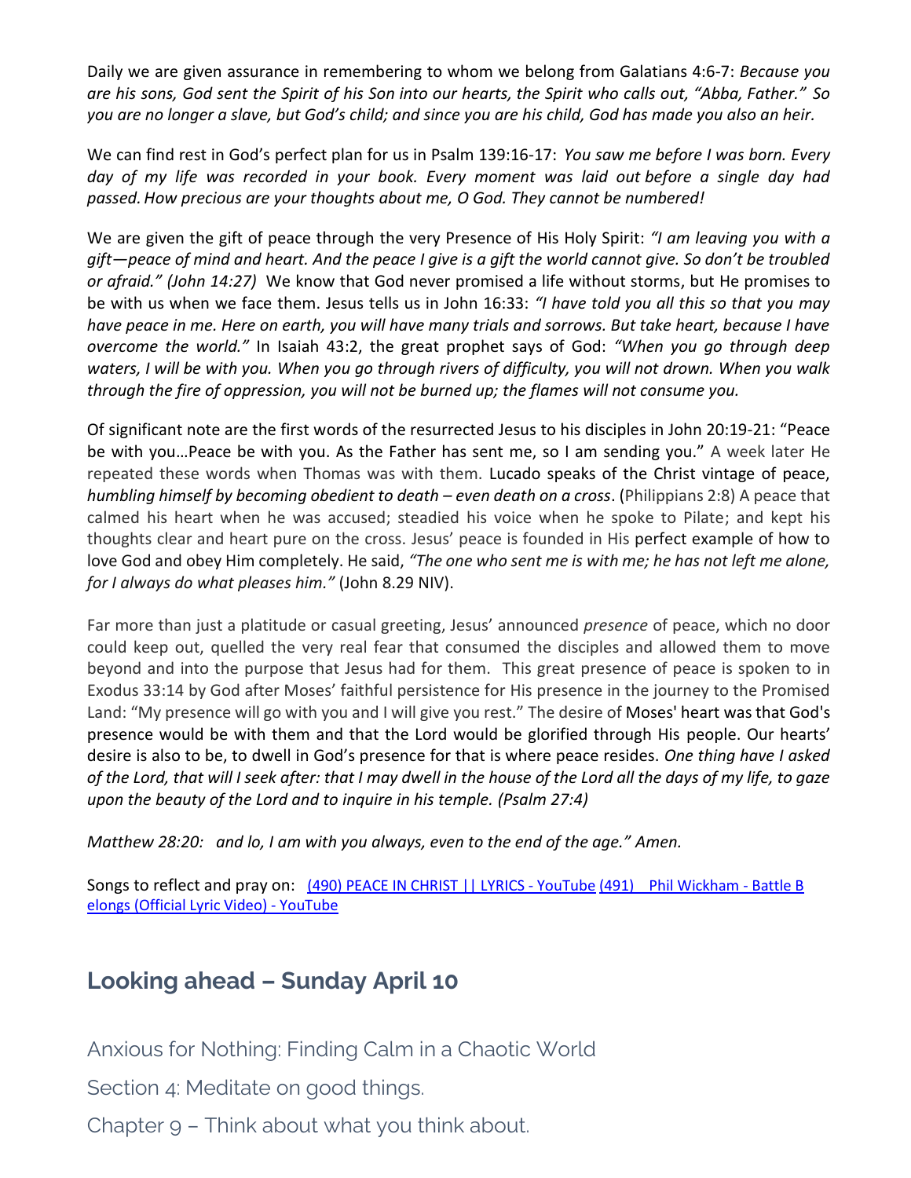Daily we are given assurance in remembering to whom we belong from Galatians 4:6-7: *Because you are his sons, God sent the Spirit of his Son into our hearts, the Spirit who calls out, "Abba, Father." So you are no longer a slave, but God's child; and since you are his child, God has made you also an heir.*

We can find rest in God's perfect plan for us in Psalm 139:16-17: *You saw me before I was born. Every day of my life was recorded in your book. Every moment was laid out before a single day had passed. How precious are your thoughts about me, O God. They cannot be numbered!*

We are given the gift of peace through the very Presence of His Holy Spirit: *"I am leaving you with a gift—peace of mind and heart. And the peace I give is a gift the world cannot give. So don't be troubled or afraid." (John 14:27)* We know that God never promised a life without storms, but He promises to be with us when we face them. Jesus tells us in John 16:33: *"I have told you all this so that you may have peace in me. Here on earth, you will have many trials and sorrows. But take heart, because I have overcome the world."* In Isaiah 43:2, the great prophet says of God: *"When you go through deep waters, I will be with you. When you go through rivers of difficulty, you will not drown. When you walk through the fire of oppression, you will not be burned up; the flames will not consume you.*

Of significant note are the first words of the resurrected Jesus to his disciples in John 20:19-21: "Peace be with you…Peace be with you. As the Father has sent me, so I am sending you." A week later He repeated these words when Thomas was with them. Lucado speaks of the Christ vintage of peace, *humbling himself by becoming obedient to death – even death on a cross*. (Philippians 2:8) A peace that calmed his heart when he was accused; steadied his voice when he spoke to Pilate; and kept his thoughts clear and heart pure on the cross. Jesus' peace is founded in His perfect example of how to love God and obey Him completely. He said, *"The one who sent me is with me; he has not left me alone, for I always do what pleases him."* (John 8.29 NIV).

Far more than just a platitude or casual greeting, Jesus' announced *presence* of peace, which no door could keep out, quelled the very real fear that consumed the disciples and allowed them to move beyond and into the purpose that Jesus had for them. This great presence of peace is spoken to in Exodus 33:14 by God after Moses' faithful persistence for His presence in the journey to the Promised Land: "My presence will go with you and I will give you rest." The desire of Moses' heart was that God's presence would be with them and that the Lord would be glorified through His people. Our hearts' desire is also to be, to dwell in God's presence for that is where peace resides. *One thing have I asked of the Lord, that will I seek after: that I may dwell in the house of the Lord all the days of my life, to gaze upon the beauty of the Lord and to inquire in his temple. (Psalm 27:4)*

*Matthew 28:20: and lo, I am with you always, even to the end of the age." Amen.*

Songs to reflect and pray on: (490) PEACE IN CHRIST || LYRICS - YouTube (491) Phil Wickham - Battle Belongs (Official Lyric Video) - YouTube

## Looking ahead – Sunday April 10

Anxious for Nothing: Finding Calm in a Chaotic World

Section 4: Meditate on good things.

Chapter 9 – Think about what you think about.